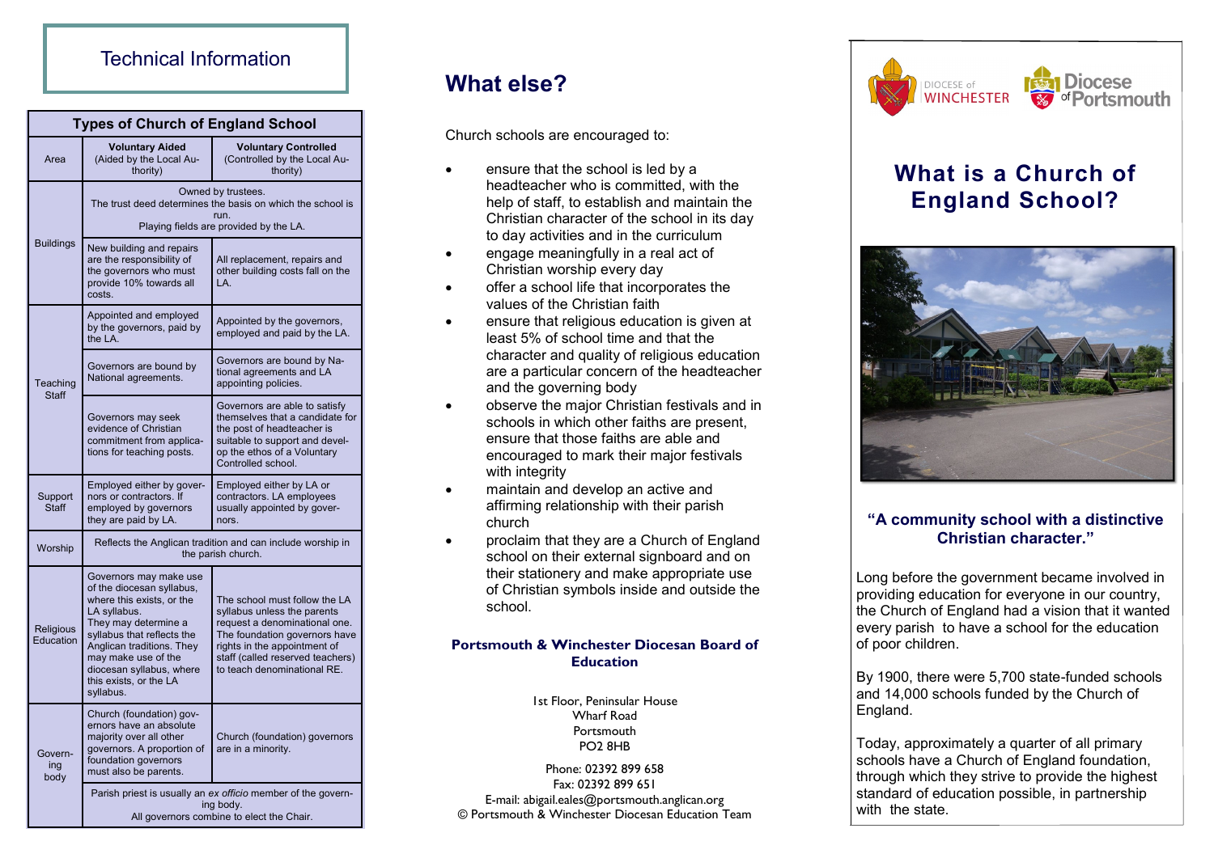# Technical Information

| Types of Church of England School | | |
|---|---|---|
| **Area** | **Voluntary Aided** (Aided by the Local Authority) | **Voluntary Controlled** (Controlled by the Local Authority) |
| Buildings | Owned by trustees. The trust deed determines the basis on which the school is run. Playing fields are provided by the LA. | |
| | New building and repairs are the responsibility of the governors who must provide 10% towards all costs. | All replacement, repairs and other building costs fall on the LA. |
| Teaching Staff | Appointed and employed by the governors, paid by the LA. | Appointed by the governors, employed and paid by the LA. |
| | Governors are bound by National agreements. | Governors are bound by National agreements and LA appointing policies. |
| | Governors may seek evidence of Christian commitment from applications for teaching posts. | Governors are able to satisfy themselves that a candidate for the post of headteacher is suitable to support and develop the ethos of a Voluntary Controlled school. |
| Support Staff | Employed either by governors or contractors. If employed by governors they are paid by LA. | Employed either by LA or contractors. LA employees usually appointed by governors. |
| Worship | Reflects the Anglican tradition and can include worship in the parish church. | |
| Religious Education | Governors may make use of the diocesan syllabus, where this exists, or the LA syllabus. They may determine a syllabus that reflects the Anglican traditions. They may make use of the diocesan syllabus, where this exists, or the LA syllabus. | The school must follow the LA syllabus unless the parents request a denominational one. The foundation governors have rights in the appointment of staff (called reserved teachers) to teach denominational RE. |
| Governing body | Church (foundation) governors have an absolute majority over all other governors. A proportion of foundation governors must also be parents. | Church (foundation) governors are in a minority. |
| | Parish priest is usually an *ex officio* member of the governing body. All governors combine to elect the Chair. | |

# What else?

Church schools are encouraged to:

- ensure that the school is led by a headteacher who is committed, with the help of staff, to establish and maintain the Christian character of the school in its day to day activities and in the curriculum
- engage meaningfully in a real act of Christian worship every day
- offer a school life that incorporates the values of the Christian faith
- ensure that religious education is given at least 5% of school time and that the character and quality of religious education are a particular concern of the headteacher and the governing body
- observe the major Christian festivals and in schools in which other faiths are present, ensure that those faiths are able and encouraged to mark their major festivals with integrity
- maintain and develop an active and affirming relationship with their parish church
- proclaim that they are a Church of England school on their external signboard and on their stationery and make appropriate use of Christian symbols inside and outside the school.

**Portsmouth & Winchester Diocesan Board of Education**

1st Floor, Peninsular House
Wharf Road
Portsmouth
PO2 8HB

Phone: 02392 899 658
Fax: 02392 899 651
E-mail: abigail.eales@portsmouth.anglican.org
© Portsmouth & Winchester Diocesan Education Team

DIOCESE of WINCHESTER — Diocese of Portsmouth

# What is a Church of England School?

**"A community school with a distinctive Christian character."**

Long before the government became involved in providing education for everyone in our country, the Church of England had a vision that it wanted every parish to have a school for the education of poor children.

By 1900, there were 5,700 state-funded schools and 14,000 schools funded by the Church of England.

Today, approximately a quarter of all primary schools have a Church of England foundation, through which they strive to provide the highest standard of education possible, in partnership with the state.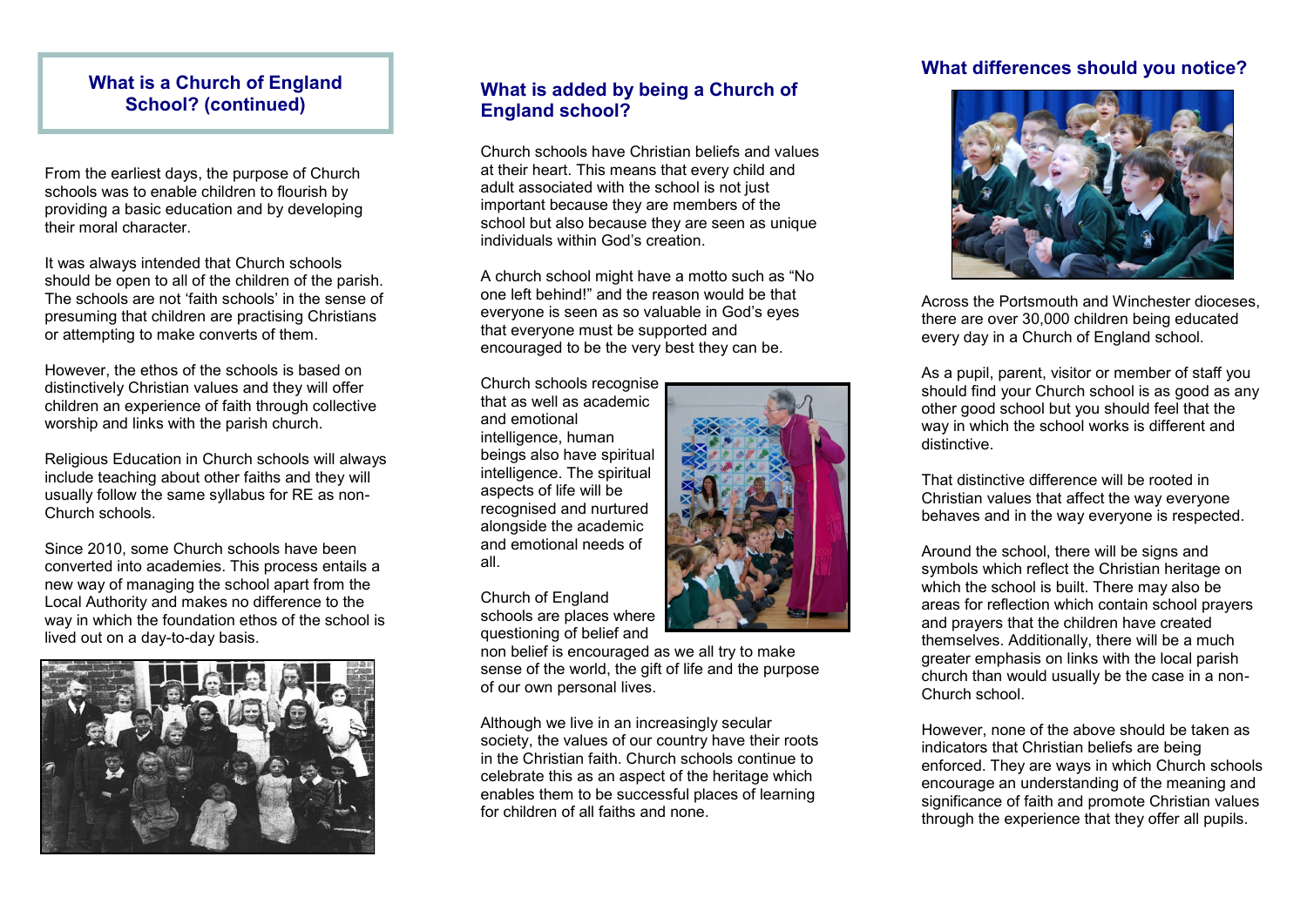## What is a Church of England School? (continued)

From the earliest days, the purpose of Church schools was to enable children to flourish by providing a basic education and by developing their moral character.

It was always intended that Church schools should be open to all of the children of the parish. The schools are not 'faith schools' in the sense of presuming that children are practising Christians or attempting to make converts of them.

However, the ethos of the schools is based on distinctively Christian values and they will offer children an experience of faith through collective worship and links with the parish church.

Religious Education in Church schools will always include teaching about other faiths and they will usually follow the same syllabus for RE as non-Church schools.

Since 2010, some Church schools have been converted into academies. This process entails a new way of managing the school apart from the Local Authority and makes no difference to the way in which the foundation ethos of the school is lived out on a day-to-day basis.

## What is added by being a Church of England school?

Church schools have Christian beliefs and values at their heart. This means that every child and adult associated with the school is not just important because they are members of the school but also because they are seen as unique individuals within God's creation.

A church school might have a motto such as "No one left behind!" and the reason would be that everyone is seen as so valuable in God's eyes that everyone must be supported and encouraged to be the very best they can be.

Church schools recognise that as well as academic and emotional intelligence, human beings also have spiritual intelligence. The spiritual aspects of life will be recognised and nurtured alongside the academic and emotional needs of all.

Church of England schools are places where questioning of belief and non belief is encouraged as we all try to make sense of the world, the gift of life and the purpose of our own personal lives.

Although we live in an increasingly secular society, the values of our country have their roots in the Christian faith. Church schools continue to celebrate this as an aspect of the heritage which enables them to be successful places of learning for children of all faiths and none.

## What differences should you notice?

Across the Portsmouth and Winchester dioceses, there are over 30,000 children being educated every day in a Church of England school.

As a pupil, parent, visitor or member of staff you should find your Church school is as good as any other good school but you should feel that the way in which the school works is different and distinctive.

That distinctive difference will be rooted in Christian values that affect the way everyone behaves and in the way everyone is respected.

Around the school, there will be signs and symbols which reflect the Christian heritage on which the school is built. There may also be areas for reflection which contain school prayers and prayers that the children have created themselves. Additionally, there will be a much greater emphasis on links with the local parish church than would usually be the case in a non-Church school.

However, none of the above should be taken as indicators that Christian beliefs are being enforced. They are ways in which Church schools encourage an understanding of the meaning and significance of faith and promote Christian values through the experience that they offer all pupils.